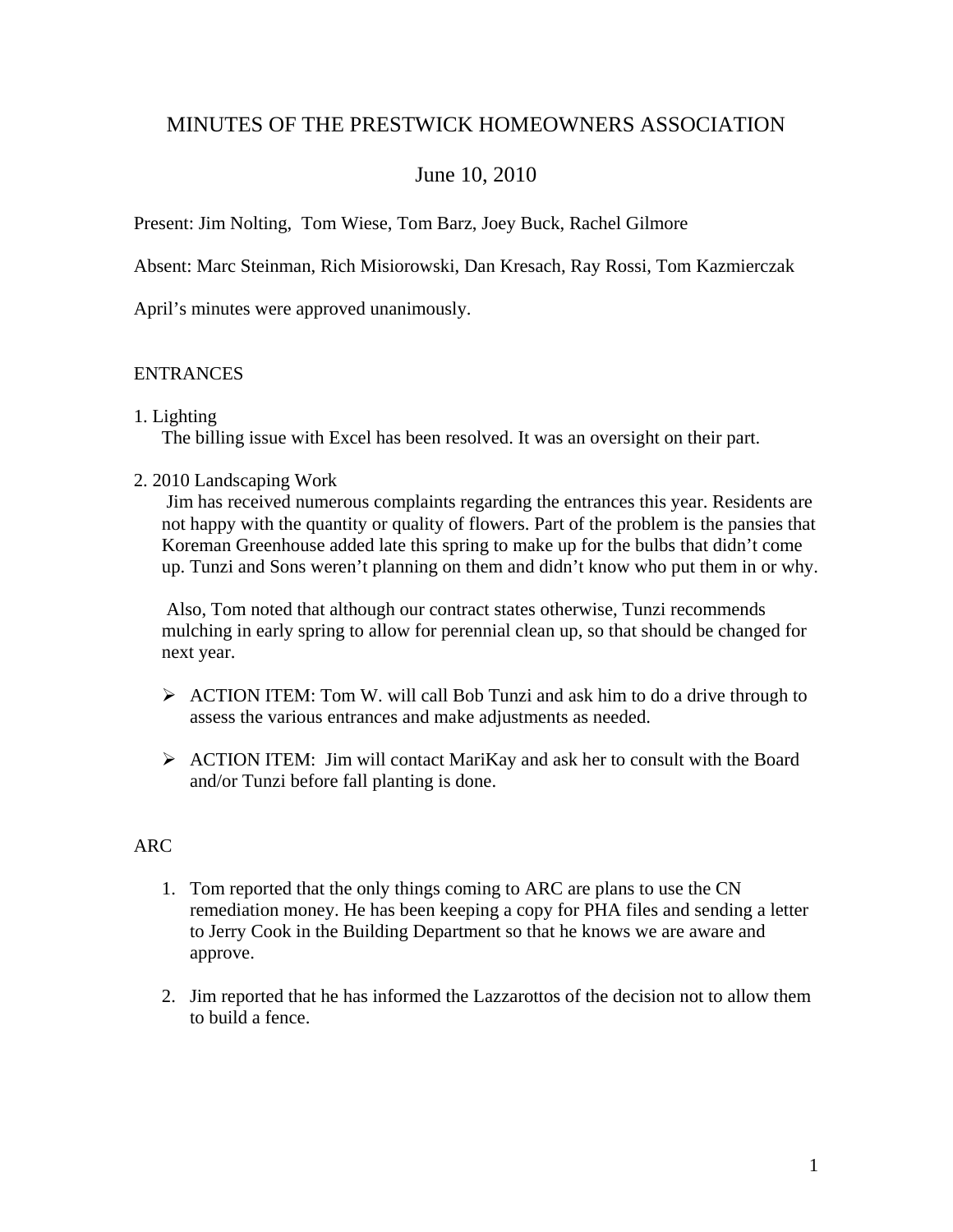# MINUTES OF THE PRESTWICK HOMEOWNERS ASSOCIATION

## June 10, 2010

Present: Jim Nolting, Tom Wiese, Tom Barz, Joey Buck, Rachel Gilmore

Absent: Marc Steinman, Rich Misiorowski, Dan Kresach, Ray Rossi, Tom Kazmierczak

April's minutes were approved unanimously.

### ENTRANCES

1. Lighting

   The billing issue with Excel has been resolved. It was an oversight on their part.

2. 2010 Landscaping Work

   Jim has received numerous complaints regarding the entrances this year. Residents are not happy with the quantity or quality of flowers. Part of the problem is the pansies that Koreman Greenhouse added late this spring to make up for the bulbs that didn't come up. Tunzi and Sons weren't planning on them and didn't know who put them in or why.

   Also, Tom noted that although our contract states otherwise, Tunzi recommends mulching in early spring to allow for perennial clean up, so that should be changed for next year.

   - ACTION ITEM: Tom W. will call Bob Tunzi and ask him to do a drive through to assess the various entrances and make adjustments as needed.
   - ACTION ITEM: Jim will contact MariKay and ask her to consult with the Board and/or Tunzi before fall planting is done.

### ARC

1. Tom reported that the only things coming to ARC are plans to use the CN remediation money. He has been keeping a copy for PHA files and sending a letter to Jerry Cook in the Building Department so that he knows we are aware and approve.
2. Jim reported that he has informed the Lazzarottos of the decision not to allow them to build a fence.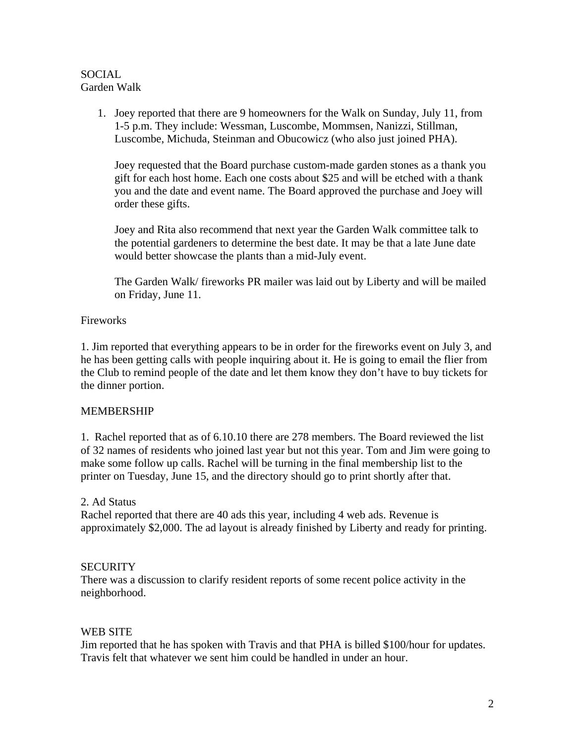SOCIAL
Garden Walk

1. Joey reported that there are 9 homeowners for the Walk on Sunday, July 11, from 1-5 p.m. They include: Wessman, Luscombe, Mommsen, Nanizzi, Stillman, Luscombe, Michuda, Steinman and Obucowicz (who also just joined PHA).

   Joey requested that the Board purchase custom-made garden stones as a thank you gift for each host home. Each one costs about $25 and will be etched with a thank you and the date and event name. The Board approved the purchase and Joey will order these gifts.

   Joey and Rita also recommend that next year the Garden Walk committee talk to the potential gardeners to determine the best date. It may be that a late June date would better showcase the plants than a mid-July event.

   The Garden Walk/ fireworks PR mailer was laid out by Liberty and will be mailed on Friday, June 11.

Fireworks

1. Jim reported that everything appears to be in order for the fireworks event on July 3, and he has been getting calls with people inquiring about it. He is going to email the flier from the Club to remind people of the date and let them know they don't have to buy tickets for the dinner portion.

MEMBERSHIP

1. Rachel reported that as of 6.10.10 there are 278 members. The Board reviewed the list of 32 names of residents who joined last year but not this year. Tom and Jim were going to make some follow up calls. Rachel will be turning in the final membership list to the printer on Tuesday, June 15, and the directory should go to print shortly after that.

2. Ad Status
Rachel reported that there are 40 ads this year, including 4 web ads. Revenue is approximately $2,000. The ad layout is already finished by Liberty and ready for printing.

SECURITY
There was a discussion to clarify resident reports of some recent police activity in the neighborhood.

WEB SITE
Jim reported that he has spoken with Travis and that PHA is billed $100/hour for updates. Travis felt that whatever we sent him could be handled in under an hour.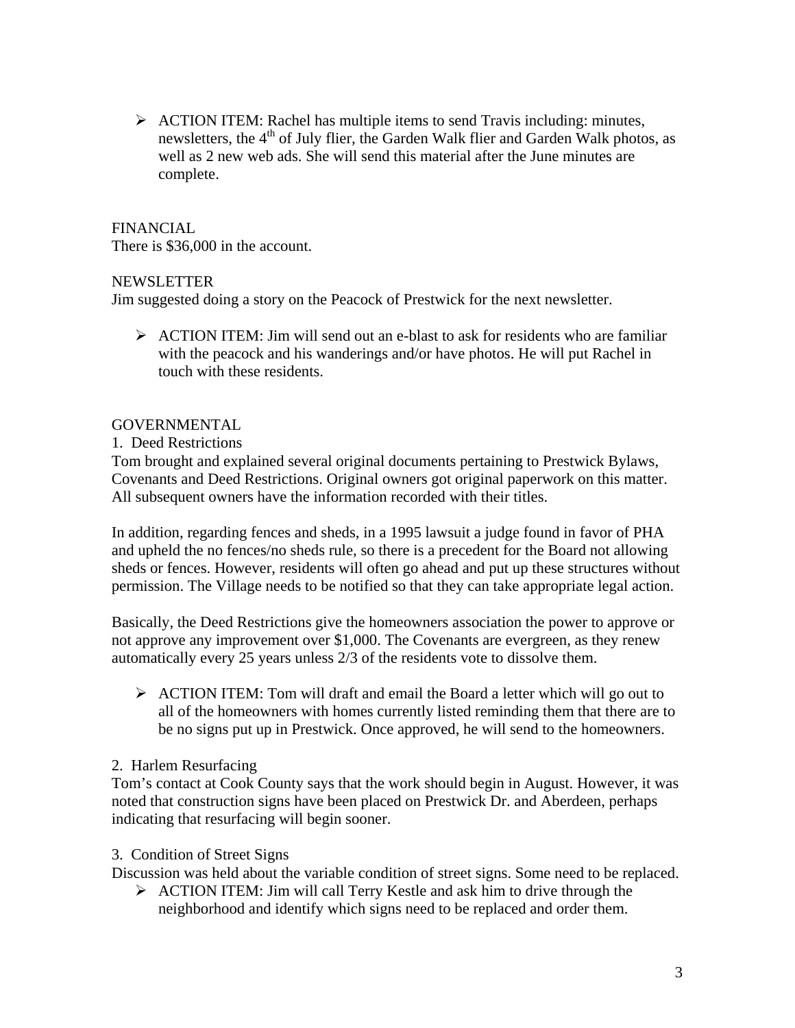- ACTION ITEM: Rachel has multiple items to send Travis including: minutes, newsletters, the 4th of July flier, the Garden Walk flier and Garden Walk photos, as well as 2 new web ads. She will send this material after the June minutes are complete.

FINANCIAL

There is $36,000 in the account.

NEWSLETTER

Jim suggested doing a story on the Peacock of Prestwick for the next newsletter.

- ACTION ITEM: Jim will send out an e-blast to ask for residents who are familiar with the peacock and his wanderings and/or have photos. He will put Rachel in touch with these residents.

GOVERNMENTAL

1. Deed Restrictions

Tom brought and explained several original documents pertaining to Prestwick Bylaws, Covenants and Deed Restrictions. Original owners got original paperwork on this matter. All subsequent owners have the information recorded with their titles.

In addition, regarding fences and sheds, in a 1995 lawsuit a judge found in favor of PHA and upheld the no fences/no sheds rule, so there is a precedent for the Board not allowing sheds or fences. However, residents will often go ahead and put up these structures without permission. The Village needs to be notified so that they can take appropriate legal action.

Basically, the Deed Restrictions give the homeowners association the power to approve or not approve any improvement over $1,000. The Covenants are evergreen, as they renew automatically every 25 years unless 2/3 of the residents vote to dissolve them.

- ACTION ITEM: Tom will draft and email the Board a letter which will go out to all of the homeowners with homes currently listed reminding them that there are to be no signs put up in Prestwick. Once approved, he will send to the homeowners.

2. Harlem Resurfacing

Tom's contact at Cook County says that the work should begin in August. However, it was noted that construction signs have been placed on Prestwick Dr. and Aberdeen, perhaps indicating that resurfacing will begin sooner.

3. Condition of Street Signs

Discussion was held about the variable condition of street signs. Some need to be replaced.

- ACTION ITEM: Jim will call Terry Kestle and ask him to drive through the neighborhood and identify which signs need to be replaced and order them.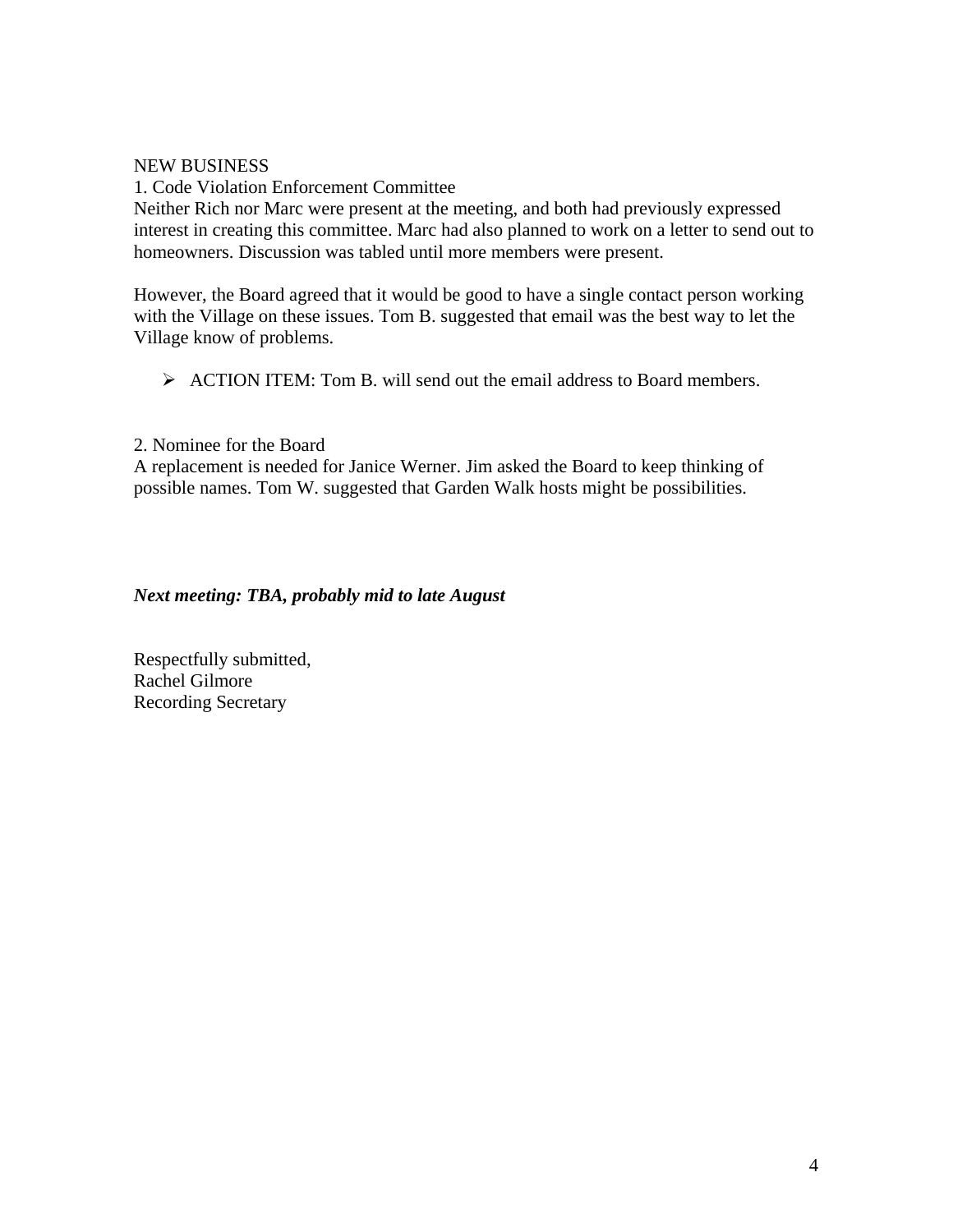NEW BUSINESS

1. Code Violation Enforcement Committee

Neither Rich nor Marc were present at the meeting, and both had previously expressed interest in creating this committee. Marc had also planned to work on a letter to send out to homeowners. Discussion was tabled until more members were present.

However, the Board agreed that it would be good to have a single contact person working with the Village on these issues. Tom B. suggested that email was the best way to let the Village know of problems.

- ACTION ITEM: Tom B. will send out the email address to Board members.

2. Nominee for the Board

A replacement is needed for Janice Werner. Jim asked the Board to keep thinking of possible names. Tom W. suggested that Garden Walk hosts might be possibilities.

***Next meeting: TBA, probably mid to late August***

Respectfully submitted,
Rachel Gilmore
Recording Secretary